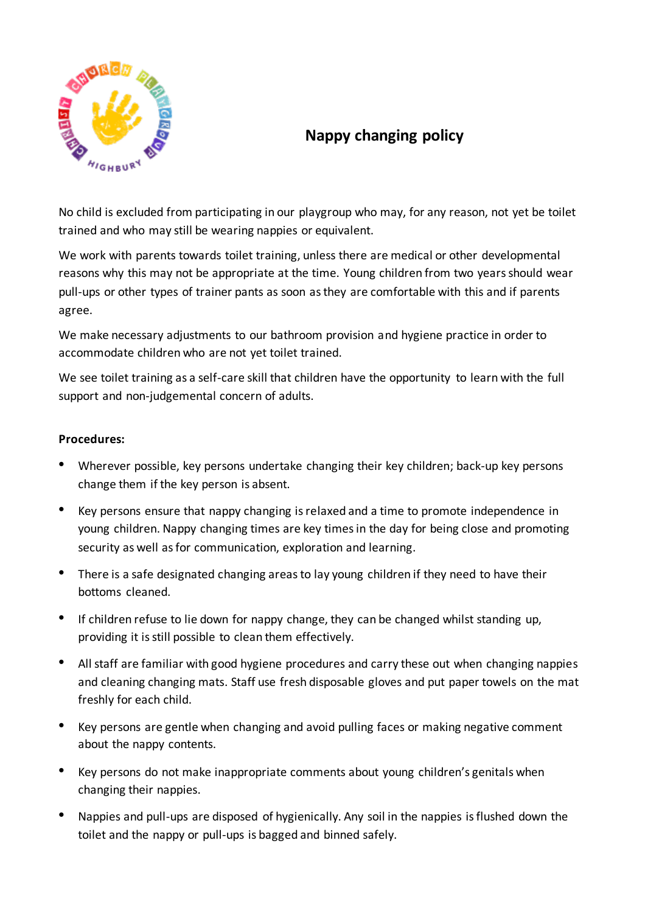# Nappy changing policy

No child is excluded from participating in our playgroup who may, for any reason, not yet be toilet trained and who may still be wearing nappies or equivalent.

We work with parents towards toilet training, unless there are medical or other developmental reasons why this may not be appropriate at the time. Young children from two years should wear pull-ups or other types of trainer pants as soon as they are comfortable with this and if parents agree.

We make necessary adjustments to our bathroom provision and hygiene practice in order to accommodate children who are not yet toilet trained.

We see toilet training as a self-care skill that children have the opportunity to learn with the full support and non-judgemental concern of adults.

**Procedures:**

- Wherever possible, key persons undertake changing their key children; back-up key persons change them if the key person is absent.
- Key persons ensure that nappy changing is relaxed and a time to promote independence in young children. Nappy changing times are key times in the day for being close and promoting security as well as for communication, exploration and learning.
- There is a safe designated changing areas to lay young children if they need to have their bottoms cleaned.
- If children refuse to lie down for nappy change, they can be changed whilst standing up, providing it is still possible to clean them effectively.
- All staff are familiar with good hygiene procedures and carry these out when changing nappies and cleaning changing mats. Staff use fresh disposable gloves and put paper towels on the mat freshly for each child.
- Key persons are gentle when changing and avoid pulling faces or making negative comment about the nappy contents.
- Key persons do not make inappropriate comments about young children's genitals when changing their nappies.
- Nappies and pull-ups are disposed of hygienically. Any soil in the nappies is flushed down the toilet and the nappy or pull-ups is bagged and binned safely.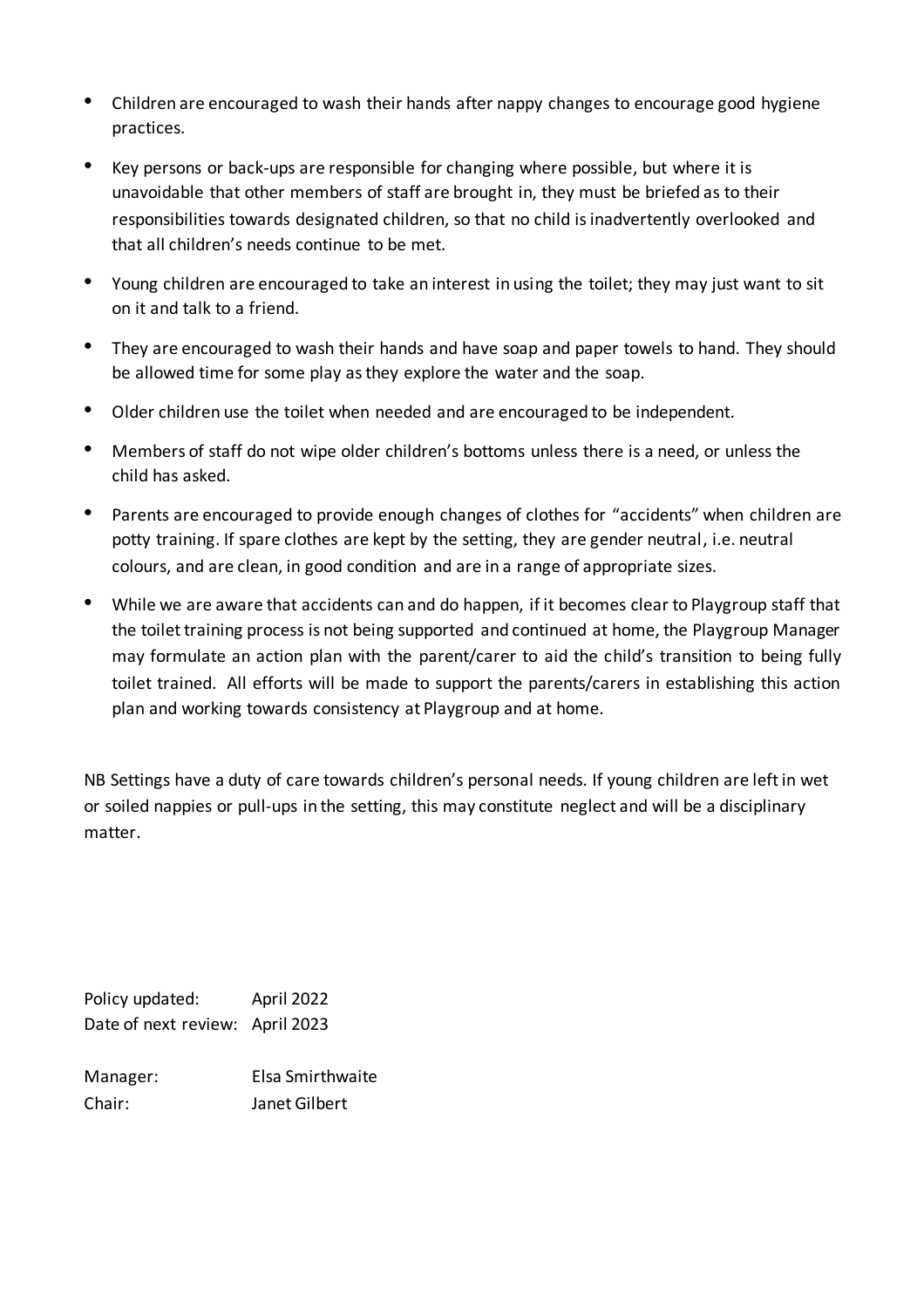- Children are encouraged to wash their hands after nappy changes to encourage good hygiene practices.
- Key persons or back-ups are responsible for changing where possible, but where it is unavoidable that other members of staff are brought in, they must be briefed as to their responsibilities towards designated children, so that no child is inadvertently overlooked and that all children's needs continue to be met.
- Young children are encouraged to take an interest in using the toilet; they may just want to sit on it and talk to a friend.
- They are encouraged to wash their hands and have soap and paper towels to hand. They should be allowed time for some play as they explore the water and the soap.
- Older children use the toilet when needed and are encouraged to be independent.
- Members of staff do not wipe older children's bottoms unless there is a need, or unless the child has asked.
- Parents are encouraged to provide enough changes of clothes for "accidents" when children are potty training. If spare clothes are kept by the setting, they are gender neutral, i.e. neutral colours, and are clean, in good condition and are in a range of appropriate sizes.
- While we are aware that accidents can and do happen, if it becomes clear to Playgroup staff that the toilet training process is not being supported and continued at home, the Playgroup Manager may formulate an action plan with the parent/carer to aid the child's transition to being fully toilet trained. All efforts will be made to support the parents/carers in establishing this action plan and working towards consistency at Playgroup and at home.

NB Settings have a duty of care towards children's personal needs. If young children are left in wet or soiled nappies or pull-ups in the setting, this may constitute neglect and will be a disciplinary matter.

Policy updated: April 2022
Date of next review: April 2023

Manager: Elsa Smirthwaite
Chair: Janet Gilbert